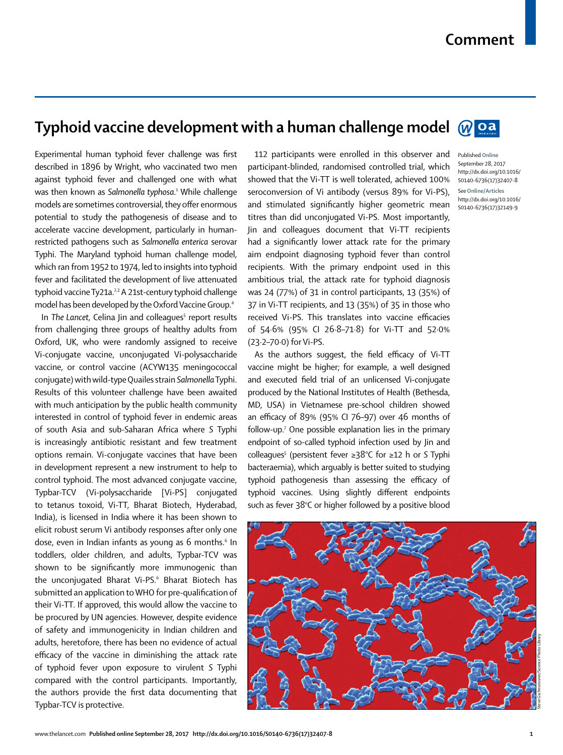# Typhoid vaccine development with a human challenge model

Experimental human typhoid fever challenge was first described in 1896 by Wright, who vaccinated two men against typhoid fever and challenged one with what was then known as *Salmonella typhosa*.[1] While challenge models are sometimes controversial, they offer enormous potential to study the pathogenesis of disease and to accelerate vaccine development, particularly in human-restricted pathogens such as *Salmonella enterica* serovar Typhi. The Maryland typhoid human challenge model, which ran from 1952 to 1974, led to insights into typhoid fever and facilitated the development of live attenuated typhoid vaccine Ty21a.[2,3] A 21st-century typhoid challenge model has been developed by the Oxford Vaccine Group.[4]

In *The Lancet,* Celina Jin and colleagues[5] report results from challenging three groups of healthy adults from Oxford, UK, who were randomly assigned to receive Vi-conjugate vaccine, unconjugated Vi-polysaccharide vaccine, or control vaccine (ACYW135 meningococcal conjugate) with wild-type Quailes strain *Salmonella* Typhi. Results of this volunteer challenge have been awaited with much anticipation by the public health community interested in control of typhoid fever in endemic areas of south Asia and sub-Saharan Africa where *S* Typhi is increasingly antibiotic resistant and few treatment options remain. Vi-conjugate vaccines that have been in development represent a new instrument to help to control typhoid. The most advanced conjugate vaccine, Typbar-TCV (Vi-polysaccharide [Vi-PS] conjugated to tetanus toxoid, Vi-TT, Bharat Biotech, Hyderabad, India), is licensed in India where it has been shown to elicit robust serum Vi antibody responses after only one dose, even in Indian infants as young as 6 months.[6] In toddlers, older children, and adults, Typbar-TCV was shown to be significantly more immunogenic than the unconjugated Bharat Vi-PS.[6] Bharat Biotech has submitted an application to WHO for pre-qualification of their Vi-TT. If approved, this would allow the vaccine to be procured by UN agencies. However, despite evidence of safety and immunogenicity in Indian children and adults, heretofore, there has been no evidence of actual efficacy of the vaccine in diminishing the attack rate of typhoid fever upon exposure to virulent *S* Typhi compared with the control participants. Importantly, the authors provide the first data documenting that Typbar-TCV is protective.

112 participants were enrolled in this observer and participant-blinded, randomised controlled trial, which showed that the Vi-TT is well tolerated, achieved 100% seroconversion of Vi antibody (versus 89% for Vi-PS), and stimulated significantly higher geometric mean titres than did unconjugated Vi-PS. Most importantly, Jin and colleagues document that Vi-TT recipients had a significantly lower attack rate for the primary aim endpoint diagnosing typhoid fever than control recipients. With the primary endpoint used in this ambitious trial, the attack rate for typhoid diagnosis was 24 (77%) of 31 in control participants, 13 (35%) of 37 in Vi-TT recipients, and 13 (35%) of 35 in those who received Vi-PS. This translates into vaccine efficacies of 54·6% (95% CI 26·8–71·8) for Vi-TT and 52·0% (23·2–70·0) for Vi-PS.

As the authors suggest, the field efficacy of Vi-TT vaccine might be higher; for example, a well designed and executed field trial of an unlicensed Vi-conjugate produced by the National Institutes of Health (Bethesda, MD, USA) in Vietnamese pre-school children showed an efficacy of 89% (95% CI 76–97) over 46 months of follow-up.[7] One possible explanation lies in the primary endpoint of so-called typhoid infection used by Jin and colleagues[5] (persistent fever ≥38°C for ≥12 h or *S* Typhi bacteraemia), which arguably is better suited to studying typhoid pathogenesis than assessing the efficacy of typhoid vaccines. Using slightly different endpoints such as fever 38°C or higher followed by a positive blood

Published Online September 28, 2017 http://dx.doi.org/10.1016/S0140-6736(17)32407-8

See Online/Articles http://dx.doi.org/10.1016/S0140-6736(17)32149-9

Steve Gschmeissner/Science Photo Library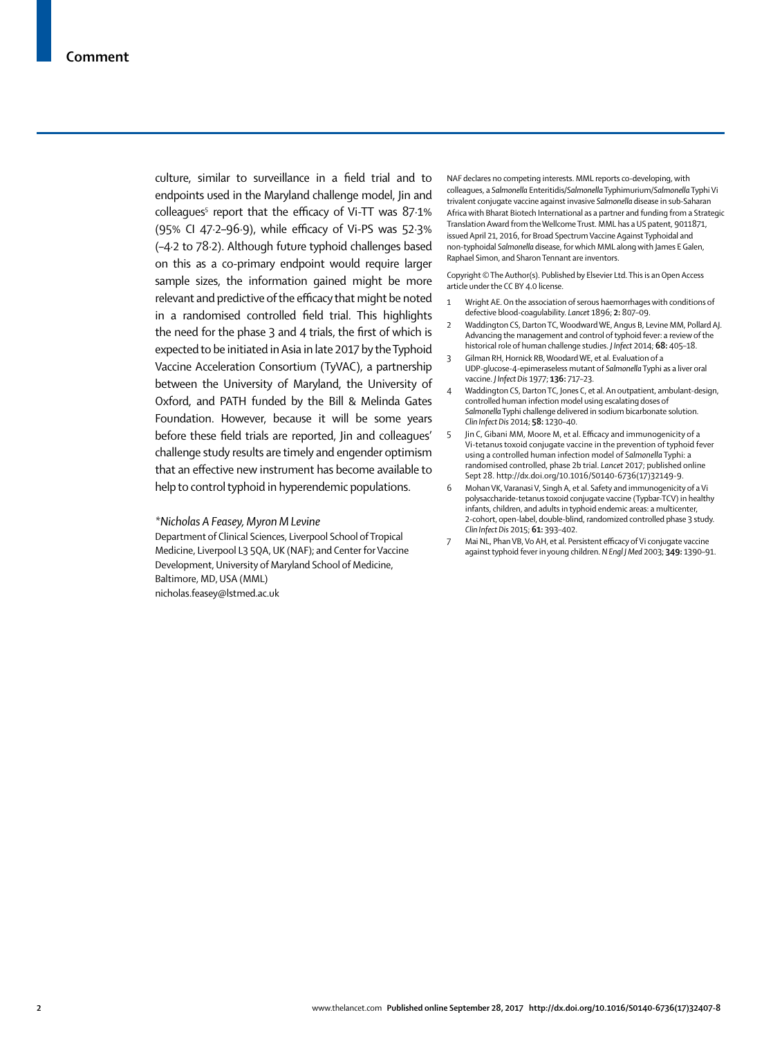culture, similar to surveillance in a field trial and to endpoints used in the Maryland challenge model, Jin and colleagues[5] report that the efficacy of Vi-TT was 87·1% (95% CI 47·2–96·9), while efficacy of Vi-PS was 52·3% (–4·2 to 78·2). Although future typhoid challenges based on this as a co-primary endpoint would require larger sample sizes, the information gained might be more relevant and predictive of the efficacy that might be noted in a randomised controlled field trial. This highlights the need for the phase 3 and 4 trials, the first of which is expected to be initiated in Asia in late 2017 by the Typhoid Vaccine Acceleration Consortium (TyVAC), a partnership between the University of Maryland, the University of Oxford, and PATH funded by the Bill & Melinda Gates Foundation. However, because it will be some years before these field trials are reported, Jin and colleagues' challenge study results are timely and engender optimism that an effective new instrument has become available to help to control typhoid in hyperendemic populations.

*\*Nicholas A Feasey, Myron M Levine*

Department of Clinical Sciences, Liverpool School of Tropical Medicine, Liverpool L3 5QA, UK (NAF); and Center for Vaccine Development, University of Maryland School of Medicine, Baltimore, MD, USA (MML)

nicholas.feasey@lstmed.ac.uk

NAF declares no competing interests. MML reports co-developing, with colleagues, a *Salmonella* Enteritidis/*Salmonella* Typhimurium/*Salmonella* Typhi Vi trivalent conjugate vaccine against invasive *Salmonella* disease in sub-Saharan Africa with Bharat Biotech International as a partner and funding from a Strategic Translation Award from the Wellcome Trust. MML has a US patent, 9011871, issued April 21, 2016, for Broad Spectrum Vaccine Against Typhoidal and non-typhoidal *Salmonella* disease, for which MML along with James E Galen, Raphael Simon, and Sharon Tennant are inventors.

Copyright © The Author(s). Published by Elsevier Ltd. This is an Open Access article under the CC BY 4.0 license.

1. Wright AE. On the association of serous haemorrhages with conditions of defective blood-coagulability. *Lancet* 1896; **2:** 807–09.
2. Waddington CS, Darton TC, Woodward WE, Angus B, Levine MM, Pollard AJ. Advancing the management and control of typhoid fever: a review of the historical role of human challenge studies. *J Infect* 2014; **68:** 405–18.
3. Gilman RH, Hornick RB, Woodard WE, et al. Evaluation of a UDP-glucose-4-epimeraseless mutant of *Salmonella* Typhi as a liver oral vaccine. *J Infect Dis* 1977; **136:** 717–23.
4. Waddington CS, Darton TC, Jones C, et al. An outpatient, ambulant-design, controlled human infection model using escalating doses of *Salmonella* Typhi challenge delivered in sodium bicarbonate solution. *Clin Infect Dis* 2014; **58:** 1230–40.
5. Jin C, Gibani MM, Moore M, et al. Efficacy and immunogenicity of a Vi-tetanus toxoid conjugate vaccine in the prevention of typhoid fever using a controlled human infection model of *Salmonella* Typhi: a randomised controlled, phase 2b trial. *Lancet* 2017; published online Sept 28. http://dx.doi.org/10.1016/S0140-6736(17)32149-9.
6. Mohan VK, Varanasi V, Singh A, et al. Safety and immunogenicity of a Vi polysaccharide-tetanus toxoid conjugate vaccine (Typbar-TCV) in healthy infants, children, and adults in typhoid endemic areas: a multicenter, 2-cohort, open-label, double-blind, randomized controlled phase 3 study. *Clin Infect Dis* 2015; **61:** 393–402.
7. Mai NL, Phan VB, Vo AH, et al. Persistent efficacy of Vi conjugate vaccine against typhoid fever in young children. *N Engl J Med* 2003; **349:** 1390–91.